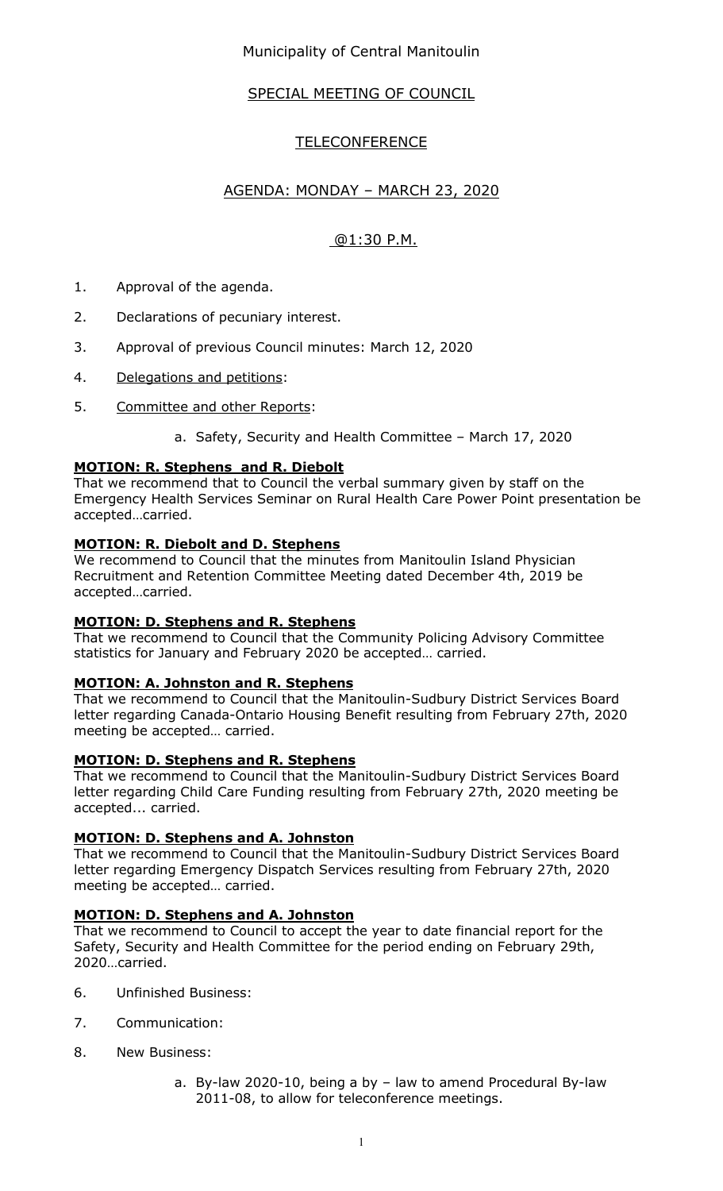Municipality of Central Manitoulin

SPECIAL MEETING OF COUNCIL

TELECONFERENCE

AGENDA: MONDAY – MARCH 23, 2020

@1:30 P.M.

1. Approval of the agenda.

2. Declarations of pecuniary interest.

3. Approval of previous Council minutes: March 12, 2020

4. Delegations and petitions:

5. Committee and other Reports:

   a. Safety, Security and Health Committee – March 17, 2020

**MOTION: R. Stephens and R. Diebolt**
That we recommend that to Council the verbal summary given by staff on the Emergency Health Services Seminar on Rural Health Care Power Point presentation be accepted…carried.

**MOTION: R. Diebolt and D. Stephens**
We recommend to Council that the minutes from Manitoulin Island Physician Recruitment and Retention Committee Meeting dated December 4th, 2019 be accepted…carried.

**MOTION: D. Stephens and R. Stephens**
That we recommend to Council that the Community Policing Advisory Committee statistics for January and February 2020 be accepted… carried.

**MOTION: A. Johnston and R. Stephens**
That we recommend to Council that the Manitoulin-Sudbury District Services Board letter regarding Canada-Ontario Housing Benefit resulting from February 27th, 2020 meeting be accepted… carried.

**MOTION: D. Stephens and R. Stephens**
That we recommend to Council that the Manitoulin-Sudbury District Services Board letter regarding Child Care Funding resulting from February 27th, 2020 meeting be accepted... carried.

**MOTION: D. Stephens and A. Johnston**
That we recommend to Council that the Manitoulin-Sudbury District Services Board letter regarding Emergency Dispatch Services resulting from February 27th, 2020 meeting be accepted… carried.

**MOTION: D. Stephens and A. Johnston**
That we recommend to Council to accept the year to date financial report for the Safety, Security and Health Committee for the period ending on February 29th, 2020…carried.

6. Unfinished Business:

7. Communication:

8. New Business:

   a. By-law 2020-10, being a by – law to amend Procedural By-law 2011-08, to allow for teleconference meetings.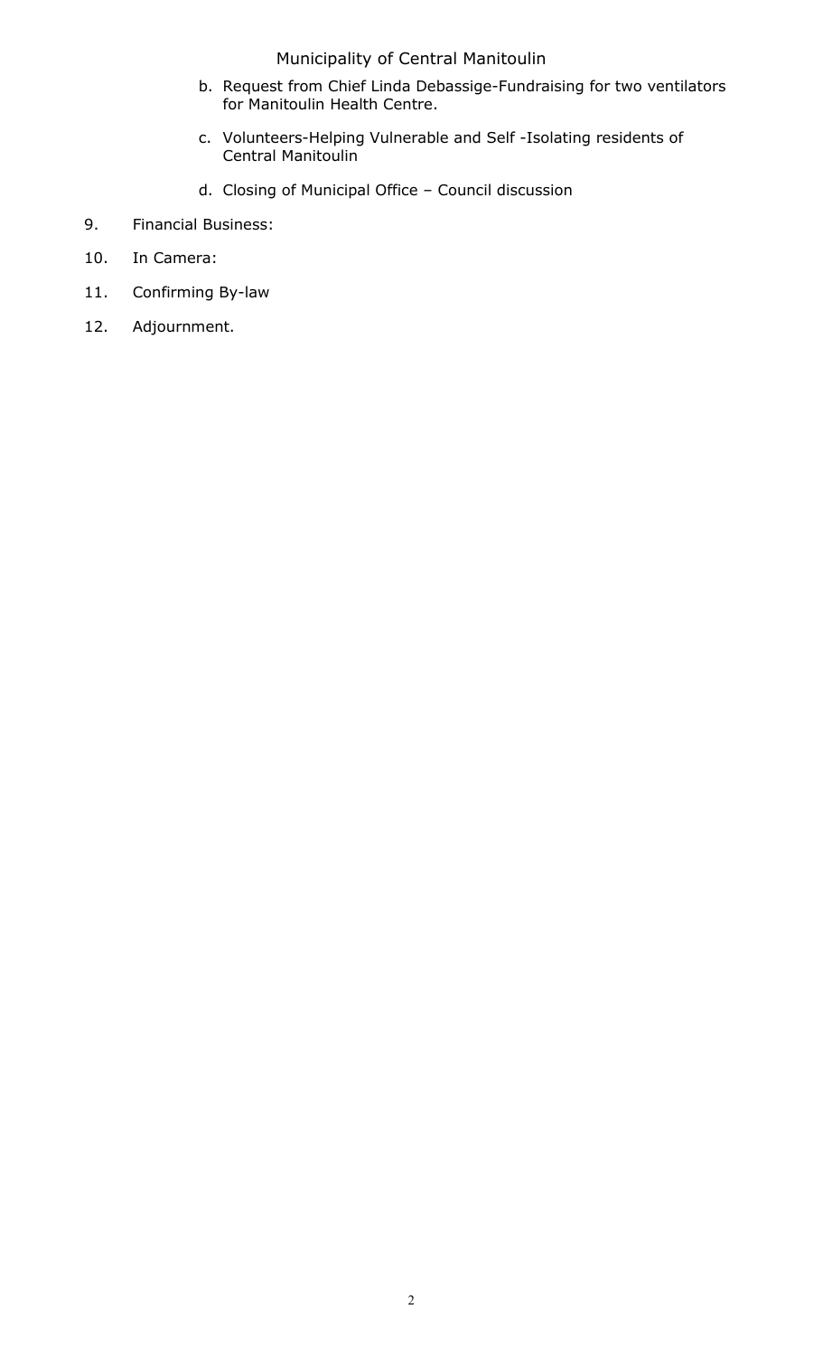b. Request from Chief Linda Debassige-Fundraising for two ventilators for Manitoulin Health Centre.

c. Volunteers-Helping Vulnerable and Self -Isolating residents of Central Manitoulin

d. Closing of Municipal Office – Council discussion

9. Financial Business:

10. In Camera:

11. Confirming By-law

12. Adjournment.